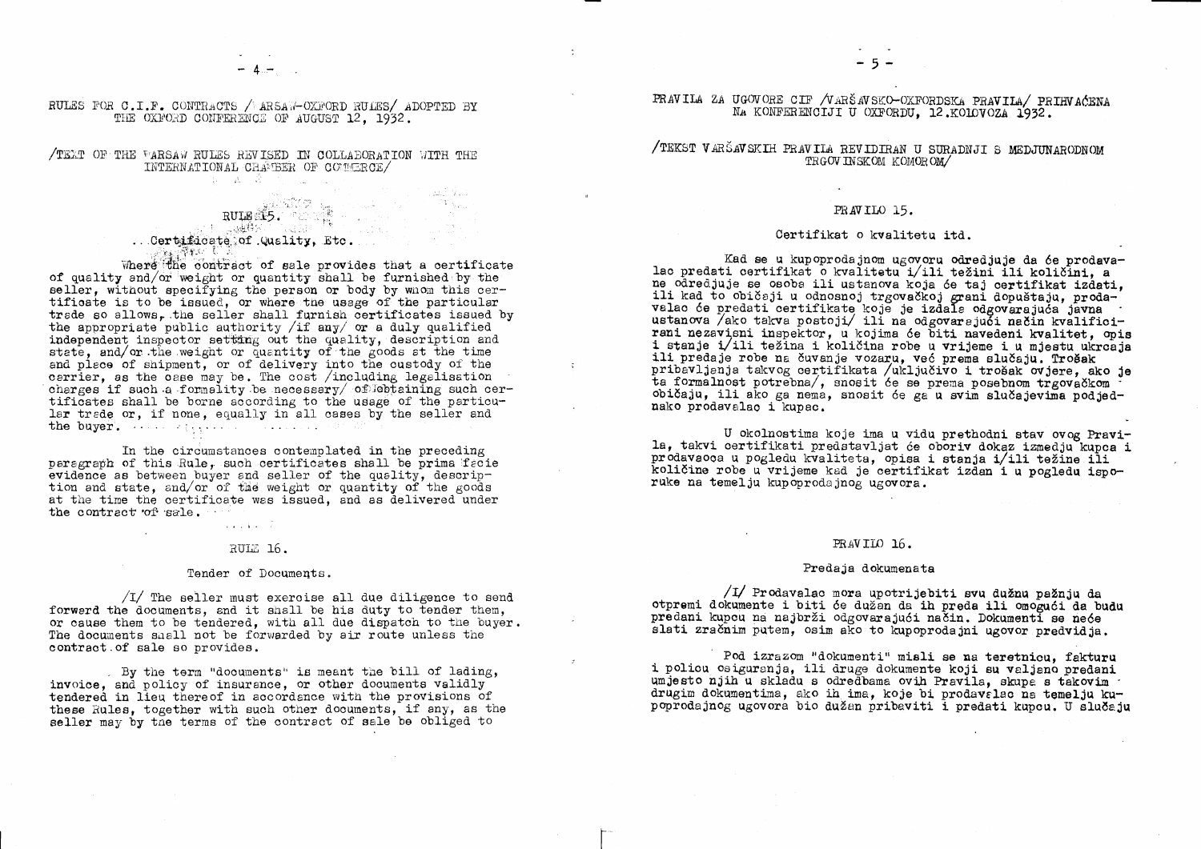RULES FOR C.I.F. CONTRACTS /WARSAW-OXFORD RULES/ ADOPTED BY THE OXFORD CONFERENCE OF AUGUST 12, 1932.

/TEXT OF THE WARSAW RULES REVISED IN COLLABORATION WITH THE INTERNATIONAL CHAMBER OF COMMERCE/

RULE 15.

Certificate of Quality, Etc.

Where the contract of sale provides that a certificate of quality and/or weight or quantity shall be furnished by the seller, without specifying the person or body by whom this certificate is to be issued, or where the usage of the particular trade so allows, the seller shall furnish certificates issued by the appropriate public authority /if any/ or a duly qualified independent inspector setting out the quality, description and state, and/or the weight or quantity of the goods at the time and place of shipment, or of delivery into the custody of the carrier, as the case may be. The cost /including legalisation charges if such a formality be necessary/ of obtaining such certificates shall be borne according to the usage of the particular trade or, if none, equally in all cases by the seller and the buyer.

In the circumstances contemplated in the preceding paragraph of this Rule, such certificates shall be prima facie evidence as between buyer and seller of the quality, description and state, and/or of the weight or quantity of the goods at the time the certificate was issued, and as delivered under the contract of sale.

RULE 16.

Tender of Documents.

/I/ The seller must exercise all due diligence to send forward the documents, and it shall be his duty to tender them, or cause them to be tendered, with all due dispatch to the buyer. The documents shall not be forwarded by air route unless the contract of sale so provides.

By the term "documents" is meant the bill of lading, invoice, and policy of insurance, or other documents validly tendered in lieu thereof in accordance with the provisions of these Rules, together with such other documents, if any, as the seller may by the terms of the contract of sale be obliged to

PRAVILA ZA UGOVORE CIF /VARŠAVSKO-OXFORDSKA PRAVILA/ PRIHVAĆENA NA KONFERENCIJI U OXFORDU, 12.KOLOVOZA 1932.

/TEKST VARŠAVSKIH PRAVILA REVIDIRAN U SURADNJI S MEDJUNARODNOM TRGOVINSKOM KOMOROM/

PRAVILO 15.

Certifikat o kvalitetu itd.

Kad se u kupoprodajnom ugovoru odredjuje da će prodavalac predati certifikat o kvalitetu i/ili težini ili količini, a ne odredjuje se osoba ili ustanova koja će taj certifikat izdati, ili kad to običaji u odnosnoj trgovačkoj grani dopuštaju, prodavalac će predati certifikate koje je izdala odgovarajuća javna ustanova /ako takva postoji/ ili na odgovarajući način kvalificirani nezavisni inspektor, u kojima će biti navedeni kvalitet, opis i stanje i/ili težina i količina robe u vrijeme i u mjestu ukrcaja ili predaje robe na čuvanje vozaru, već prema slučaju. Trošak pribavljanja takvog certifikata /uključivo i trošak ovjere, ako je ta formalnost potrebna/, snosit će se prema posebnom trgovačkom običaju, ili ako ga nema, snosit će ga u svim slučajevima podjednako prodavalac i kupac.

U okolnostima koje ima u vidu prethodni stav ovog Pravila, takvi certifikati predstavljat će oboriv dokaz izmedju kupca i prodavaoca u pogledu kvaliteta, opisa i stanja i/ili težine ili količine robe u vrijeme kad je certifikat izdan i u pogledu isporuke na temelju kupoprodajnog ugovora.

PRAVILO 16.

Predaja dokumenata

/I/ Prodavalac mora upotrijebiti svu dužnu pažnju da otpremi dokumente i biti će dužan da ih preda ili omogući da budu predani kupcu na najbrži odgovarajući način. Dokumenti se neće slati zračnim putem, osim ako to kupoprodajni ugovor predvidja.

Pod izrazom "dokumenti" misli se na teretnicu, fakturu i policu osiguranja, ili druge dokumente koji su valjano predani umjesto njih u skladu s odredbama ovih Pravila, skupa s takovim drugim dokumentima, ako ih ima, koje bi prodavalac na temelju kupoprodajnog ugovora bio dužan pribaviti i predati kupcu. U slučaju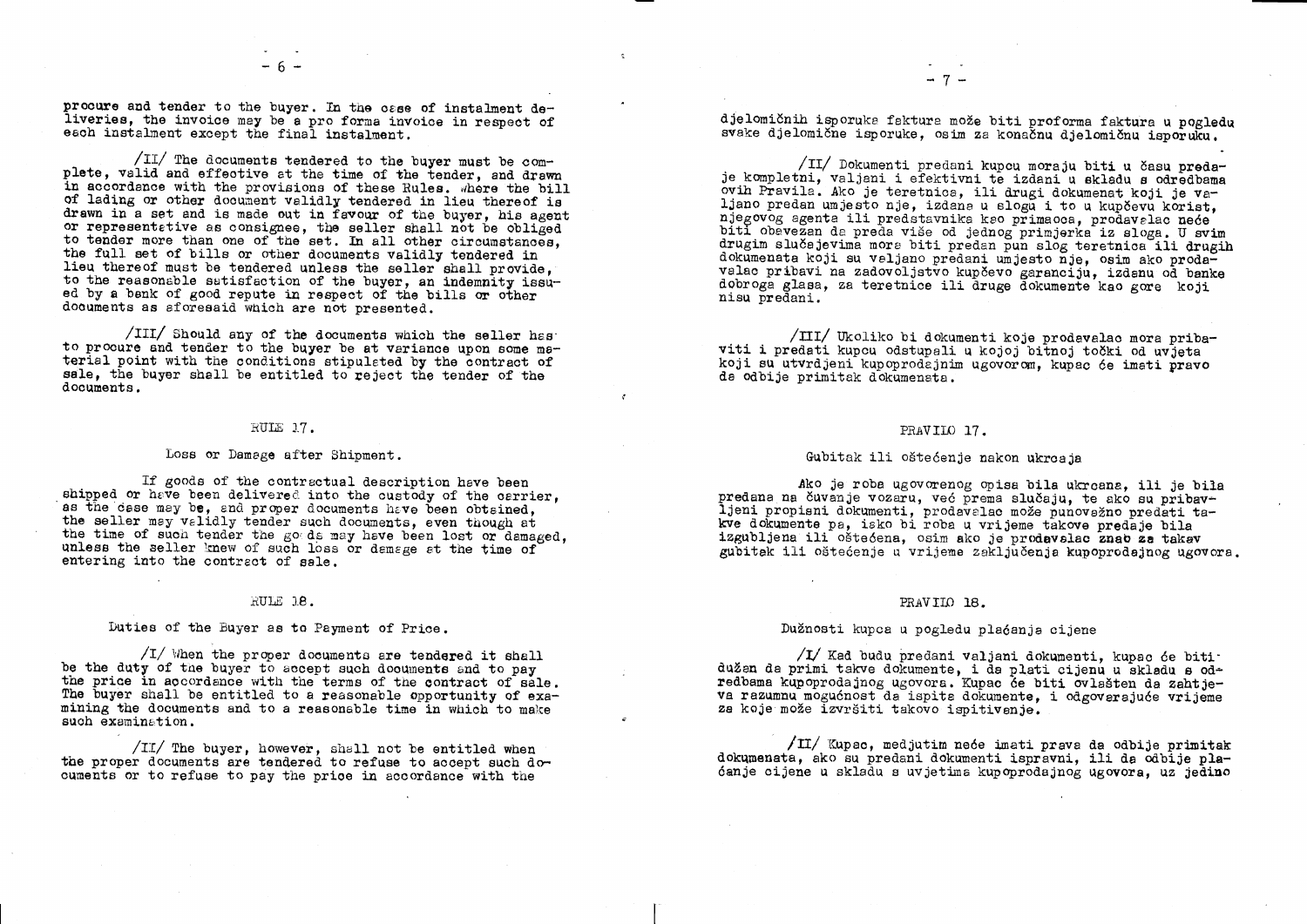procure and tender to the buyer. In the case of instalment deliveries, the invoice may be a pro forma invoice in respect of each instalment except the final instalment.

/II/ The documents tendered to the buyer must be complete, valid and effective at the time of the tender, and drawn in accordance with the provisions of these Rules. Where the bill of lading or other document validly tendered in lieu thereof is drawn in a set and is made out in favour of the buyer, his agent or representative as consignee, the seller shall not be obliged to tender more than one of the set. In all other circumstances, the full set of bills or other documents validly tendered in lieu thereof must be tendered unless the seller shall provide, to the reasonable satisfaction of the buyer, an indemnity issued by a bank of good repute in respect of the bills or other documents as aforesaid which are not presented.

/III/ Should any of the documents which the seller has to procure and tender to the buyer be at variance upon some material point with the conditions stipulated by the contract of sale, the buyer shall be entitled to reject the tender of the documents.

## RULE 17.

### Loss or Damage after Shipment.

If goods of the contractual description have been shipped or have been delivered into the custody of the carrier, as the case may be, and proper documents have been obtained, the seller may validly tender such documents, even though at the time of such tender the goods may have been lost or damaged, unless the seller knew of such loss or damage at the time of entering into the contract of sale.

## RULE 18.

### Duties of the Buyer as to Payment of Price.

/I/ When the proper documents are tendered it shall be the duty of the buyer to accept such documents and to pay the price in accordance with the terms of the contract of sale. The buyer shall be entitled to a reasonable opportunity of examining the documents and to a reasonable time in which to make such examination.

/II/ The buyer, however, shall not be entitled when the proper documents are tendered to refuse to accept such documents or to refuse to pay the price in accordance with the

djelomičnih isporuka faktura može biti proforma faktura u pogledu svake djelomične isporuke, osim za konačnu djelomičnu isporuku.

/II/ Dokumenti predani kupcu moraju biti u času predaje kompletni, valjani i efektivni te izdani u skladu s odredbama ovih Pravila. Ako je teretnica, ili drugi dokumenat koji je valjano predan umjesto nje, izdana u slogu i to u kupčevu korist, njegovog agenta ili predstavnika kao primaoca, prodavalac neće biti obavezan da preda više od jednog primjerka iz sloga. U svim drugim slučajevima mora biti predan pun slog teretnica ili drugih dokumenata koji su valjano predani umjesto nje, osim ako prodavalac pribavi na zadovoljstvo kupčevo garanciju, izdanu od banke dobroga glasa, za teretnice ili druge dokumente kao gore koji nisu predani.

/III/ Ukoliko bi dokumenti koje prodavalac mora pribaviti i predati kupcu odstupali u kojoj bitnoj točki od uvjeta koji su utvrdjeni kupoprodajnim ugovorom, kupac će imati pravo da odbije primitak dokumenata.

## PRAVILO 17.

### Gubitak ili oštećenje nakon ukrcaja

Ako je roba ugovorenog opisa bila ukrcana, ili je bila predana na čuvanje vozaru, već prema slučaju, te ako su pribavljeni propisni dokumenti, prodavalac može punovažno predati takve dokumente pa, iako bi roba u vrijeme takove predaje bila izgubljena ili oštećena, osim ako je prodavalac znao za takav gubitak ili oštećenje u vrijeme zaključenja kupoprodajnog ugovora.

## PRAVILO 18.

### Dužnosti kupca u pogledu plaćanja cijene

/I/ Kad budu predani valjani dokumenti, kupac će biti dužan da primi takve dokumente, i da plati cijenu u skladu s odredbama kupoprodajnog ugovora. Kupac će biti ovlašten da zahtjeva razumnu mogućnost da ispita dokumente, i odgovarajuće vrijeme za koje može izvršiti takovo ispitivanje.

/II/ Kupac, medjutim neće imati prava da odbije primitak dokumenata, ako su predani dokumenti ispravni, ili da odbije plaćanje cijene u skladu s uvjetima kupoprodajnog ugovora, uz jedino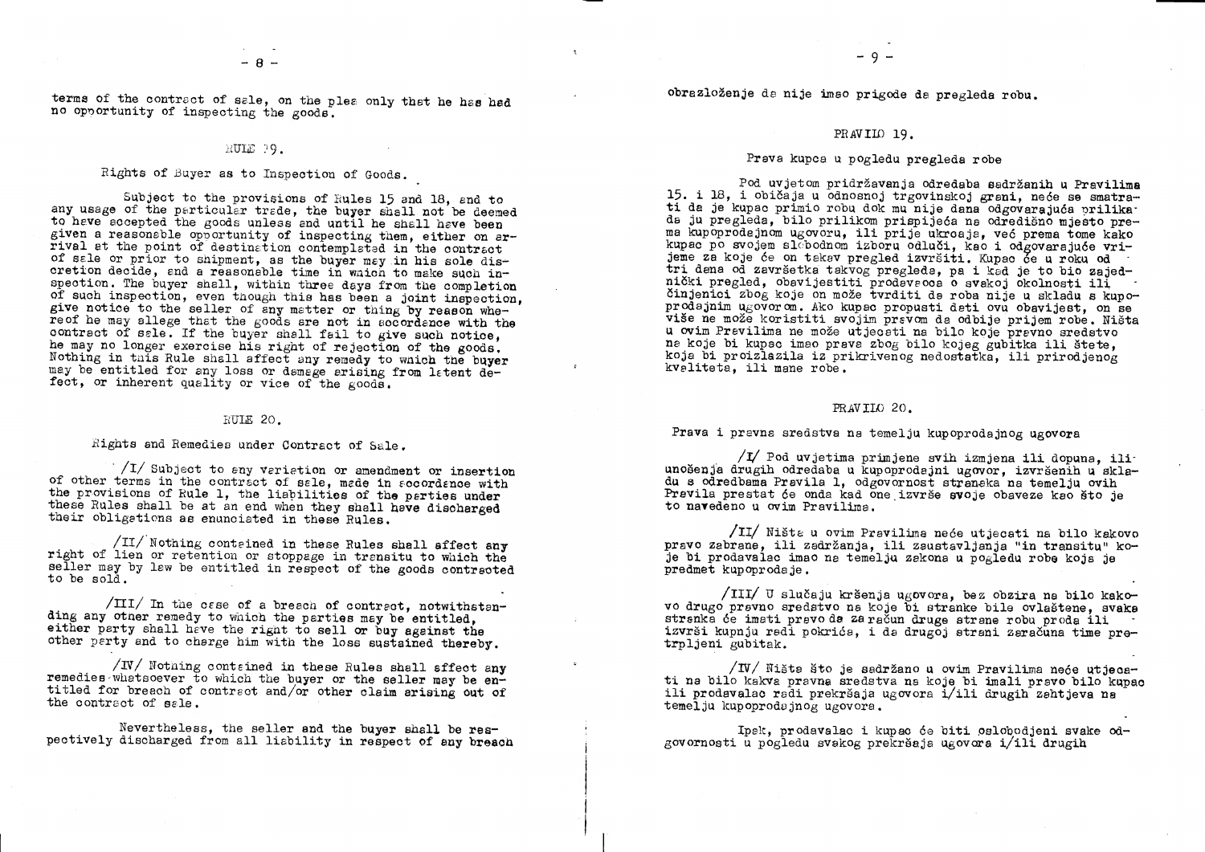terms of the contract of sale, on the plea only that he has had no opportunity of inspecting the goods.

### RULE 19.

#### Rights of Buyer as to Inspection of Goods.

Subject to the provisions of Rules 15 and 18, and to any usage of the particular trade, the buyer shall not be deemed to have accepted the goods unless and until he shall have been given a reasonable opportunity of inspecting them, either on arrival at the point of destination contemplated in the contract of sale or prior to shipment, as the buyer may in his sole discretion decide, and a reasonable time in which to make such inspection. The buyer shall, within three days from the completion of such inspection, even though this has been a joint inspection, give notice to the seller of any matter or thing by reason whereof he may allege that the goods are not in accordance with the contract of sale. If the buyer shall fail to give such notice, he may no longer exercise his right of rejection of the goods. Nothing in this Rule shall affect any remedy to which the buyer may be entitled for any loss or damage arising from latent defect, or inherent quality or vice of the goods.

### RULE 20.

#### Rights and Remedies under Contract of Sale.

/I/ Subject to any variation or amendment or insertion of other terms in the contract of sale, made in accordance with the provisions of Rule 1, the liabilities of the parties under these Rules shall be at an end when they shall have discharged their obligations as enunciated in these Rules.

/II/ Nothing contained in these Rules shall affect any right of lien or retention or stoppage in transitu to which the seller may by law be entitled in respect of the goods contracted to be sold.

/III/ In the case of a breach of contract, notwithstanding any other remedy to which the parties may be entitled, either party shall have the right to sell or buy against the other party and to charge him with the loss sustained thereby.

/IV/ Nothing contained in these Rules shall affect any remedies whatsoever to which the buyer or the seller may be entitled for breach of contract and/or other claim arising out of the contract of sale.

Nevertheless, the seller and the buyer shall be respectively discharged from all liability in respect of any breach

obrazloženje da nije imao prigode da pregleda robu.

### PRAVILO 19.

#### Prava kupca u pogledu pregleda robe

Pod uvjetom pridržavanja odredaba sadržanih u Pravilima 15. i 18, i običaja u odnosnoj trgovinskoj grani, neće se smatrati da je kupac primio robu dok mu nije dana odgovarajuća prilika da ju pregleda, bilo prilikom prispijeća na odredišno mjesto prema kupoprodajnom ugovoru, ili prije ukrcaja, već prema tome kako kupac po svojem slobodnom izboru odluči, kao i odgovarajuće vrijeme za koje će on takav pregled izvršiti. Kupac će u roku od tri dana od završetka takvog pregleda, pa i kad je to bio zajednički pregled, obavijestiti prodavaoca o svakoj okolnosti ili činjenici zbog koje on može tvrditi da roba nije u skladu s kupoprodajnim ugovorom. Ako kupac propusti dati ovu obavijest, on se više ne može koristiti svojim pravom da odbije prijem robe. Ništa u ovim Pravilima ne može utjecati na bilo koje pravno sredstvo na koje bi kupac imao prava zbog bilo kojeg gubitka ili štete, koja bi proizlazila iz prikrivenog nedostatka, ili prirodjenog kvaliteta, ili mane robe.

### PRAVILO 20.

#### Prava i pravna sredstva na temelju kupoprodajnog ugovora

/I/ Pod uvjetima primjene svih izmjena ili dopuna, ili unošenja drugih odredaba u kupoprodajni ugovor, izvršenih u skladu s odredbama Pravila 1, odgovornost stranaka na temelju ovih Pravila prestat će onda kad one izvrše svoje obaveze kao što je to navedeno u ovim Pravilima.

/II/ Ništa u ovim Pravilima neće utjecati na bilo kakovo pravo zabrane, ili zadržanja, ili zaustavljanja "in transitu" koje bi prodavalac imao na temelju zakona u pogledu robe koja je predmet kupoprodaje.

/III/ U slučaju kršenja ugovora, bez obzira na bilo kakovo drugo pravno sredstvo na koje bi stranke bile ovlaštene, svaka stranka će imati pravo da za račun druge strane robu proda ili izvrši kupnju radi pokrića, i da drugoj strani zaračuna time pretrpljeni gubitak.

/IV/ Ništa što je sadržano u ovim Pravilima neće utjecati na bilo kakva pravna sredstva na koje bi imali pravo bilo kupac ili prodavalac radi prekršaja ugovora i/ili drugih zahtjeva na temelju kupoprodajnog ugovora.

Ipak, prodavalac i kupac će biti oslobodjeni svake odgovornosti u pogledu svakog prekršaja ugovora i/ili drugih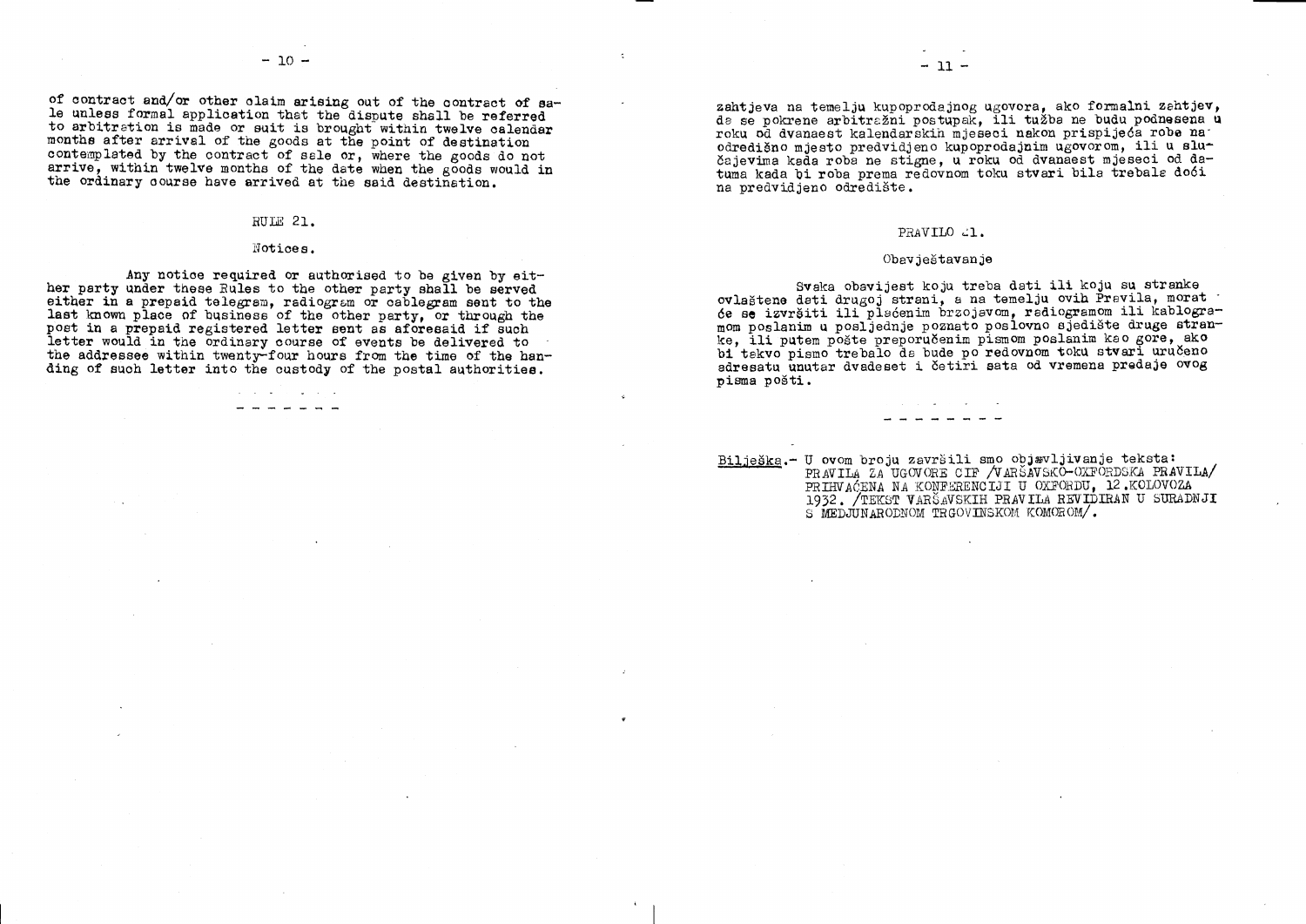of contract and/or other claim arising out of the contract of sale unless formal application that the dispute shall be referred to arbitration is made or suit is brought within twelve calendar months after arrival of the goods at the point of destination contemplated by the contract of sale or, where the goods do not arrive, within twelve months of the date when the goods would in the ordinary course have arrived at the said destination.

RULE 21.

Notices.

Any notice required or authorised to be given by either party under these Rules to the other party shall be served either in a prepaid telegram, radiogram or cablegram sent to the last known place of business of the other party, or through the post in a prepaid registered letter sent as aforesaid if such letter would in the ordinary course of events be delivered to the addressee within twenty-four hours from the time of the handing of such letter into the custody of the postal authorities.

- - - - - - -

zahtjeva na temelju kupoprodajnog ugovora, ako formalni zahtjev, da se pokrene arbitražni postupak, ili tužba ne budu podnesena u roku od dvanaest kalendarskih mjeseci nakon prispijeća robe na odredišno mjesto predvidjeno kupoprodajnim ugovorom, ili u slučajevima kada roba ne stigne, u roku od dvanaest mjeseci od datuma kada bi roba prema redovnom toku stvari bila trebala doći na predvidjeno odredište.

PRAVILO 21.

Obavještavanje

Svaka obavijest koju treba dati ili koju su stranke ovlaštene dati drugoj strani, a na temelju ovih Pravila, morat će se izvršiti ili plaćenim brzojavom, radiogramom ili kablogramom poslanim u posljednje poznato poslovno sjedište druge stranke, ili putem pošte preporučenim pismom poslanim kao gore, ako bi takvo pismo trebalo da bude po redovnom toku stvari uručeno adresatu unutar dvadeset i četiri sata od vremena predaje ovog pisma pošti.

- - - - - - - -

Bilješka.- U ovom broju završili smo objavljivanje teksta: PRAVILA ZA UGOVORE CIF /VARŠAVSKO-OXFORDSKA PRAVILA/ PRIHVAĆENA NA KONFERENCIJI U OXFORDU, 12.KOLOVOZA 1932. /TEKST VARŠAVSKIH PRAVILA REVIDIRAN U SURADNJI S MEDJUNARODNOM TRGOVINSKOM KOMOROM/.